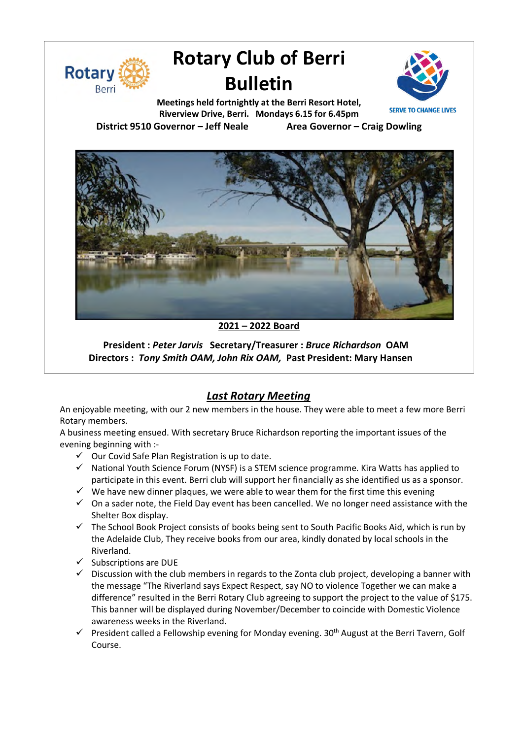# Rotary Club of Berri Bulletin

**Meetings held fortnightly at the Berri Resort Hotel, Riverview Drive, Berri. Mondays 6.15 for 6.45pm**

SERVE TO CHANGE LIVES

**District 9510 Governor – Jeff Neale** **Area Governor – Craig Dowling**

**2021 – 2022 Board**

**President :** ***Peter Jarvis*** **Secretary/Treasurer :** ***Bruce Richardson*** **OAM**
**Directors :** ***Tony Smith OAM, John Rix OAM,*** **Past President: Mary Hansen**

## *Last Rotary Meeting*

An enjoyable meeting, with our 2 new members in the house. They were able to meet a few more Berri Rotary members.

A business meeting ensued. With secretary Bruce Richardson reporting the important issues of the evening beginning with :-

- ✓ Our Covid Safe Plan Registration is up to date.
- ✓ National Youth Science Forum (NYSF) is a STEM science programme. Kira Watts has applied to participate in this event. Berri club will support her financially as she identified us as a sponsor.
- ✓ We have new dinner plaques, we were able to wear them for the first time this evening
- ✓ On a sader note, the Field Day event has been cancelled. We no longer need assistance with the Shelter Box display.
- ✓ The School Book Project consists of books being sent to South Pacific Books Aid, which is run by the Adelaide Club, They receive books from our area, kindly donated by local schools in the Riverland.
- ✓ Subscriptions are DUE
- ✓ Discussion with the club members in regards to the Zonta club project, developing a banner with the message "The Riverland says Expect Respect, say NO to violence Together we can make a difference" resulted in the Berri Rotary Club agreeing to support the project to the value of $175. This banner will be displayed during November/December to coincide with Domestic Violence awareness weeks in the Riverland.
- ✓ President called a Fellowship evening for Monday evening. 30th August at the Berri Tavern, Golf Course.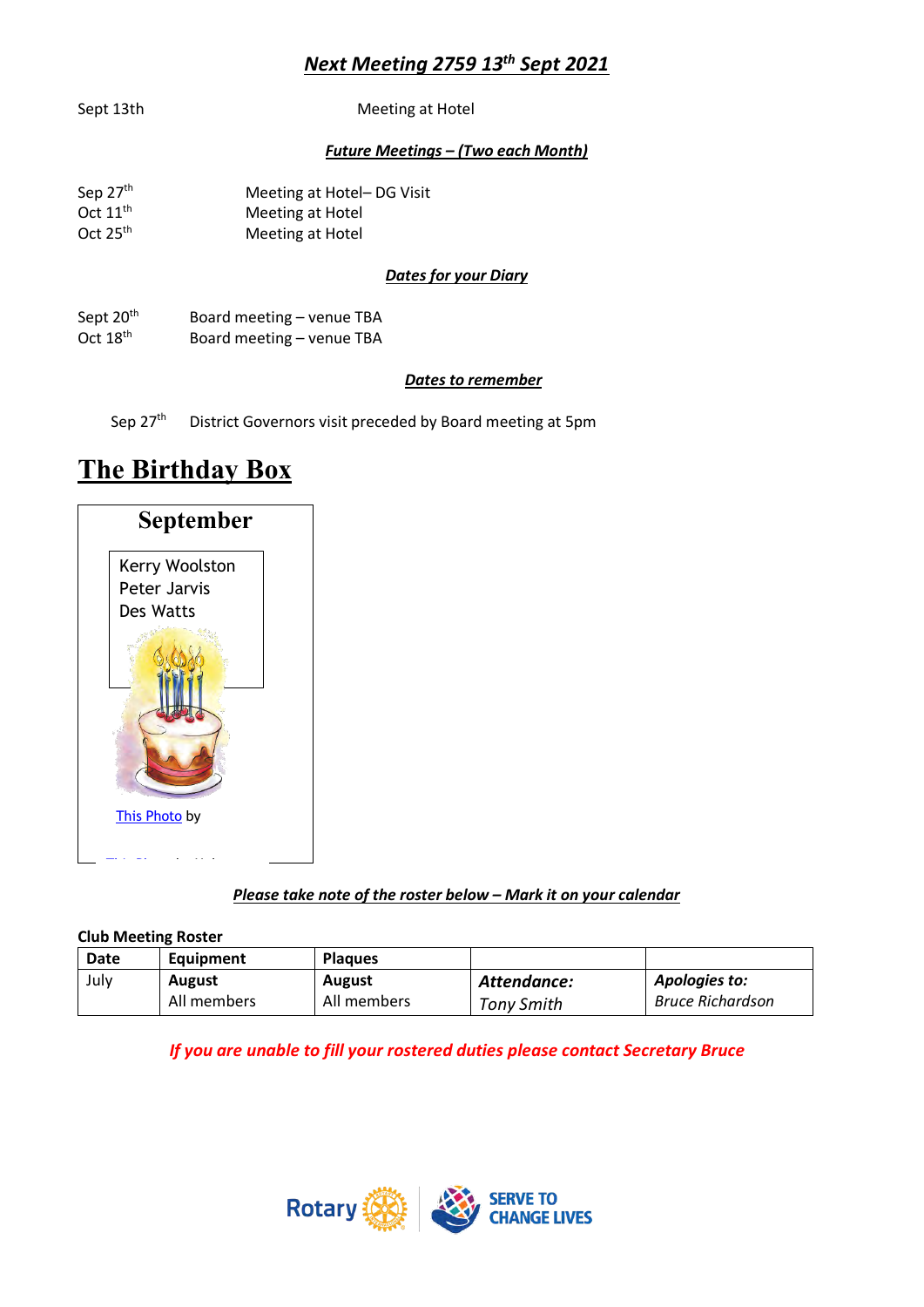## ***Next Meeting 2759 13th Sept 2021***

Sept 13th    Meeting at Hotel

***Future Meetings – (Two each Month)***

Sep 27th    Meeting at Hotel– DG Visit
Oct 11th    Meeting at Hotel
Oct 25th    Meeting at Hotel

***Dates for your Diary***

Sept 20th    Board meeting – venue TBA
Oct 18th    Board meeting – venue TBA

***Dates to remember***

Sep 27th    District Governors visit preceded by Board meeting at 5pm

# The Birthday Box

**September**

Kerry Woolston
Peter Jarvis
Des Watts

This Photo by

***Please take note of the roster below – Mark it on your calendar***

**Club Meeting Roster**

| Date | Equipment | Plaques | | |
|---|---|---|---|---|
| July | **August** All members | **August** All members | ***Attendance:*** *Tony Smith* | ***Apologies to:*** *Bruce Richardson* |

***If you are unable to fill your rostered duties please contact Secretary Bruce***

Rotary | SERVE TO CHANGE LIVES